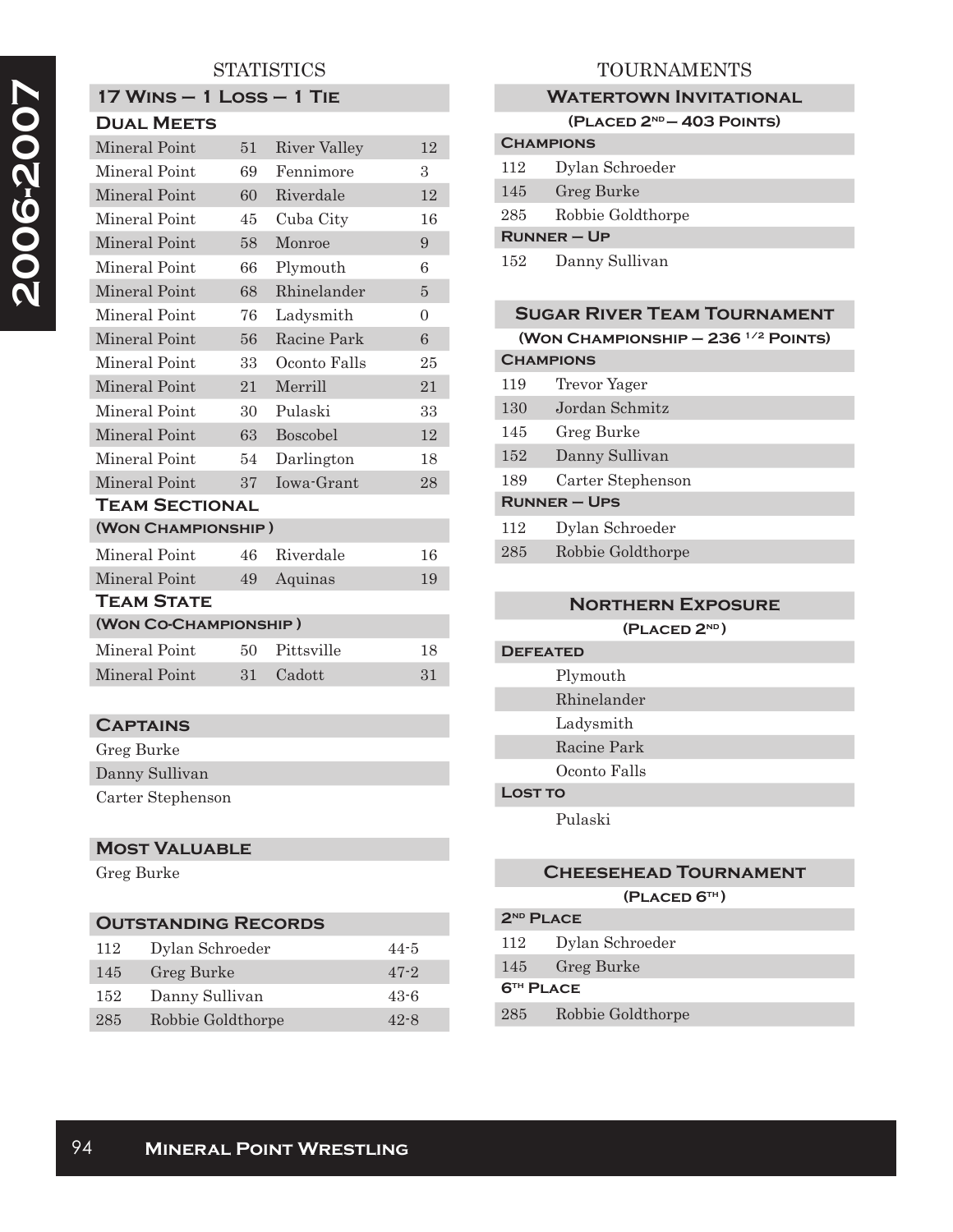# 2006-2007

## STATISTICS

### 17 Wins – 1 Loss – 1 Tie

#### Dual Meets

| | | | |
|---|---|---|---|
| Mineral Point | 51 | River Valley | 12 |
| Mineral Point | 69 | Fennimore | 3 |
| Mineral Point | 60 | Riverdale | 12 |
| Mineral Point | 45 | Cuba City | 16 |
| Mineral Point | 58 | Monroe | 9 |
| Mineral Point | 66 | Plymouth | 6 |
| Mineral Point | 68 | Rhinelander | 5 |
| Mineral Point | 76 | Ladysmith | 0 |
| Mineral Point | 56 | Racine Park | 6 |
| Mineral Point | 33 | Oconto Falls | 25 |
| Mineral Point | 21 | Merrill | 21 |
| Mineral Point | 30 | Pulaski | 33 |
| Mineral Point | 63 | Boscobel | 12 |
| Mineral Point | 54 | Darlington | 18 |
| Mineral Point | 37 | Iowa-Grant | 28 |

#### Team Sectional

(Won Championship)

| | | | |
|---|---|---|---|
| Mineral Point | 46 | Riverdale | 16 |
| Mineral Point | 49 | Aquinas | 19 |

#### Team State

(Won Co-Championship)

| | | | |
|---|---|---|---|
| Mineral Point | 50 | Pittsville | 18 |
| Mineral Point | 31 | Cadott | 31 |

### Captains

- Greg Burke
- Danny Sullivan
- Carter Stephenson

### Most Valuable

Greg Burke

### Outstanding Records

| | | |
|---|---|---|
| 112 | Dylan Schroeder | 44-5 |
| 145 | Greg Burke | 47-2 |
| 152 | Danny Sullivan | 43-6 |
| 285 | Robbie Goldthorpe | 42-8 |

## TOURNAMENTS

### Watertown Invitational

(Placed 2nd – 403 Points)

**Champions**

| | |
|---|---|
| 112 | Dylan Schroeder |
| 145 | Greg Burke |
| 285 | Robbie Goldthorpe |

**Runner – Up**

| | |
|---|---|
| 152 | Danny Sullivan |

### Sugar River Team Tournament

(Won Championship – 236 1/2 Points)

**Champions**

| | |
|---|---|
| 119 | Trevor Yager |
| 130 | Jordan Schmitz |
| 145 | Greg Burke |
| 152 | Danny Sullivan |
| 189 | Carter Stephenson |

**Runner – Ups**

| | |
|---|---|
| 112 | Dylan Schroeder |
| 285 | Robbie Goldthorpe |

### Northern Exposure

(Placed 2nd)

**Defeated**

- Plymouth
- Rhinelander
- Ladysmith
- Racine Park
- Oconto Falls

**Lost to**

- Pulaski

### Cheesehead Tournament

(Placed 6th)

**2nd Place**

| | |
|---|---|
| 112 | Dylan Schroeder |
| 145 | Greg Burke |

**6th Place**

| | |
|---|---|
| 285 | Robbie Goldthorpe |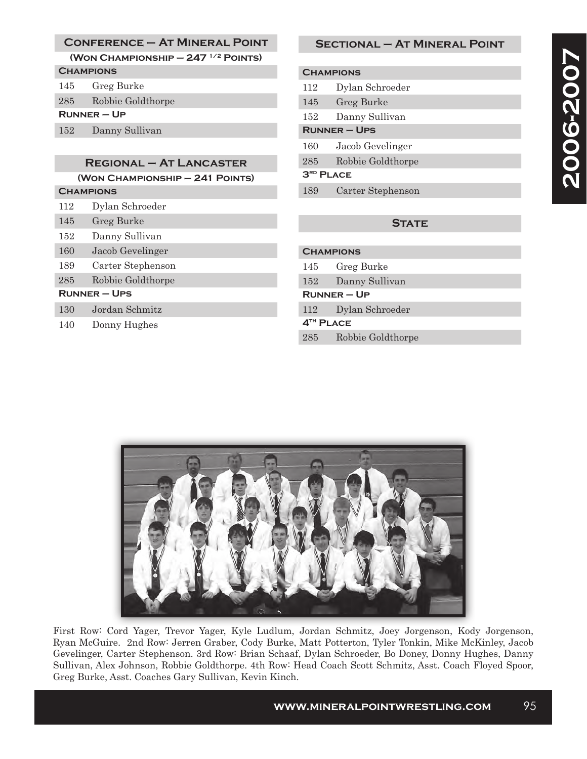## Conference – At Mineral Point

**(Won Championship – 247 1/2 Points)**

| | |
|---|---|
| **Champions** | |
| 145 | Greg Burke |
| 285 | Robbie Goldthorpe |
| **Runner – Up** | |
| 152 | Danny Sullivan |

## Regional – At Lancaster

**(Won Championship – 241 Points)**

| | |
|---|---|
| **Champions** | |
| 112 | Dylan Schroeder |
| 145 | Greg Burke |
| 152 | Danny Sullivan |
| 160 | Jacob Gevelinger |
| 189 | Carter Stephenson |
| 285 | Robbie Goldthorpe |
| **Runner – Ups** | |
| 130 | Jordan Schmitz |
| 140 | Donny Hughes |

## Sectional – At Mineral Point

| | |
|---|---|
| **Champions** | |
| 112 | Dylan Schroeder |
| 145 | Greg Burke |
| 152 | Danny Sullivan |
| **Runner – Ups** | |
| 160 | Jacob Gevelinger |
| 285 | Robbie Goldthorpe |
| **3rd Place** | |
| 189 | Carter Stephenson |

## State

| | |
|---|---|
| **Champions** | |
| 145 | Greg Burke |
| 152 | Danny Sullivan |
| **Runner – Up** | |
| 112 | Dylan Schroeder |
| **4th Place** | |
| 285 | Robbie Goldthorpe |

First Row: Cord Yager, Trevor Yager, Kyle Ludlum, Jordan Schmitz, Joey Jorgenson, Kody Jorgenson, Ryan McGuire. 2nd Row: Jerren Graber, Cody Burke, Matt Potterton, Tyler Tonkin, Mike McKinley, Jacob Gevelinger, Carter Stephenson. 3rd Row: Brian Schaaf, Dylan Schroeder, Bo Doney, Donny Hughes, Danny Sullivan, Alex Johnson, Robbie Goldthorpe. 4th Row: Head Coach Scott Schmitz, Asst. Coach Floyed Spoor, Greg Burke, Asst. Coaches Gary Sullivan, Kevin Kinch.